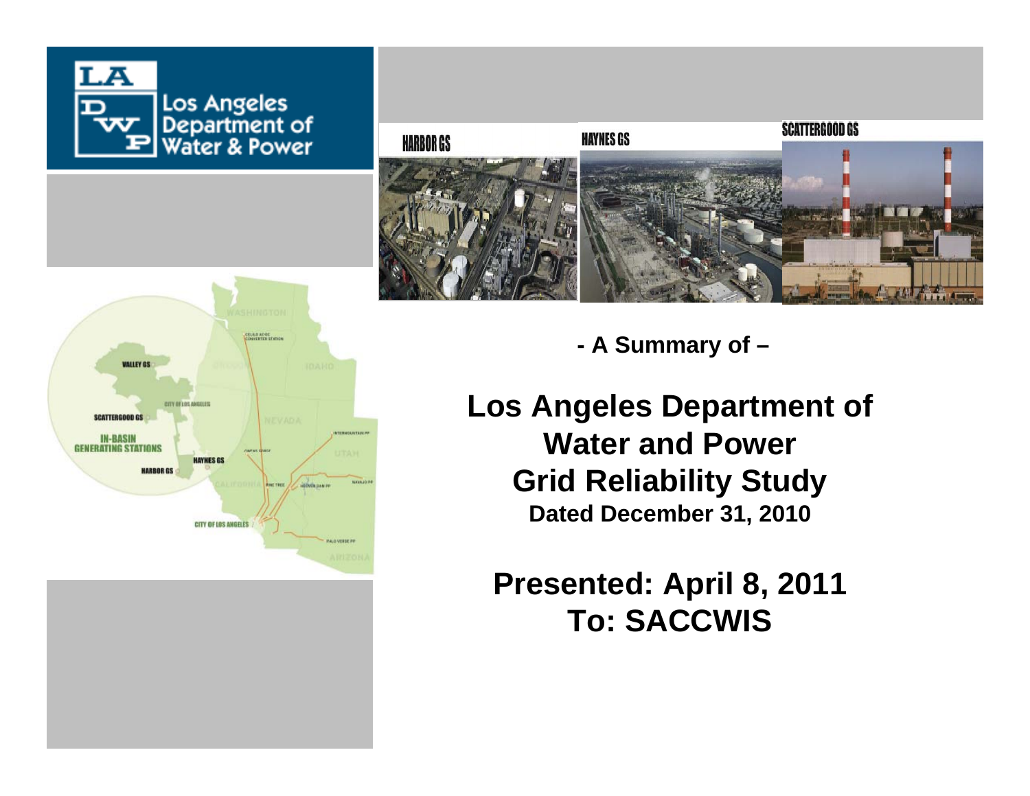Los Angeles Department of Water & Power

HARBOR GS

HAYNES GS

SCATTERGOOD GS

**- A Summary of –**

# Los Angeles Department of Water and Power Grid Reliability Study

**Dated December 31, 2010**

## Presented: April 8, 2011
## To: SACCWIS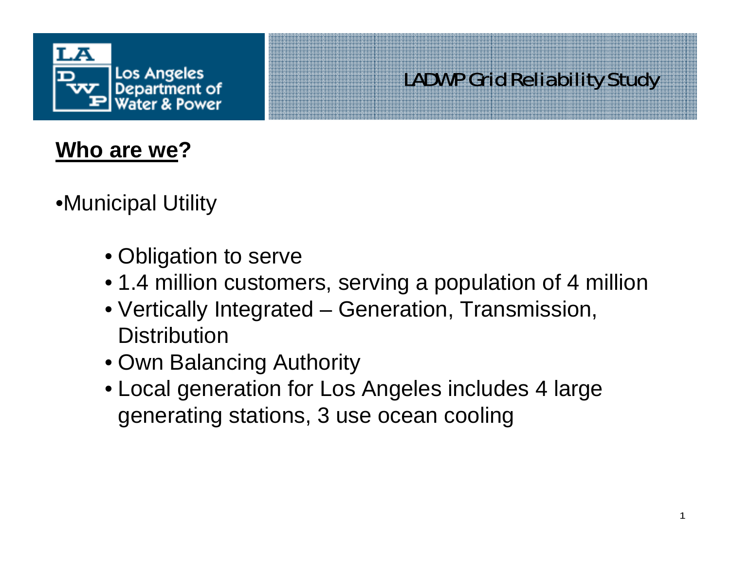## Who are we?

- Municipal Utility
  - Obligation to serve
  - 1.4 million customers, serving a population of 4 million
  - Vertically Integrated – Generation, Transmission, Distribution
  - Own Balancing Authority
  - Local generation for Los Angeles includes 4 large generating stations, 3 use ocean cooling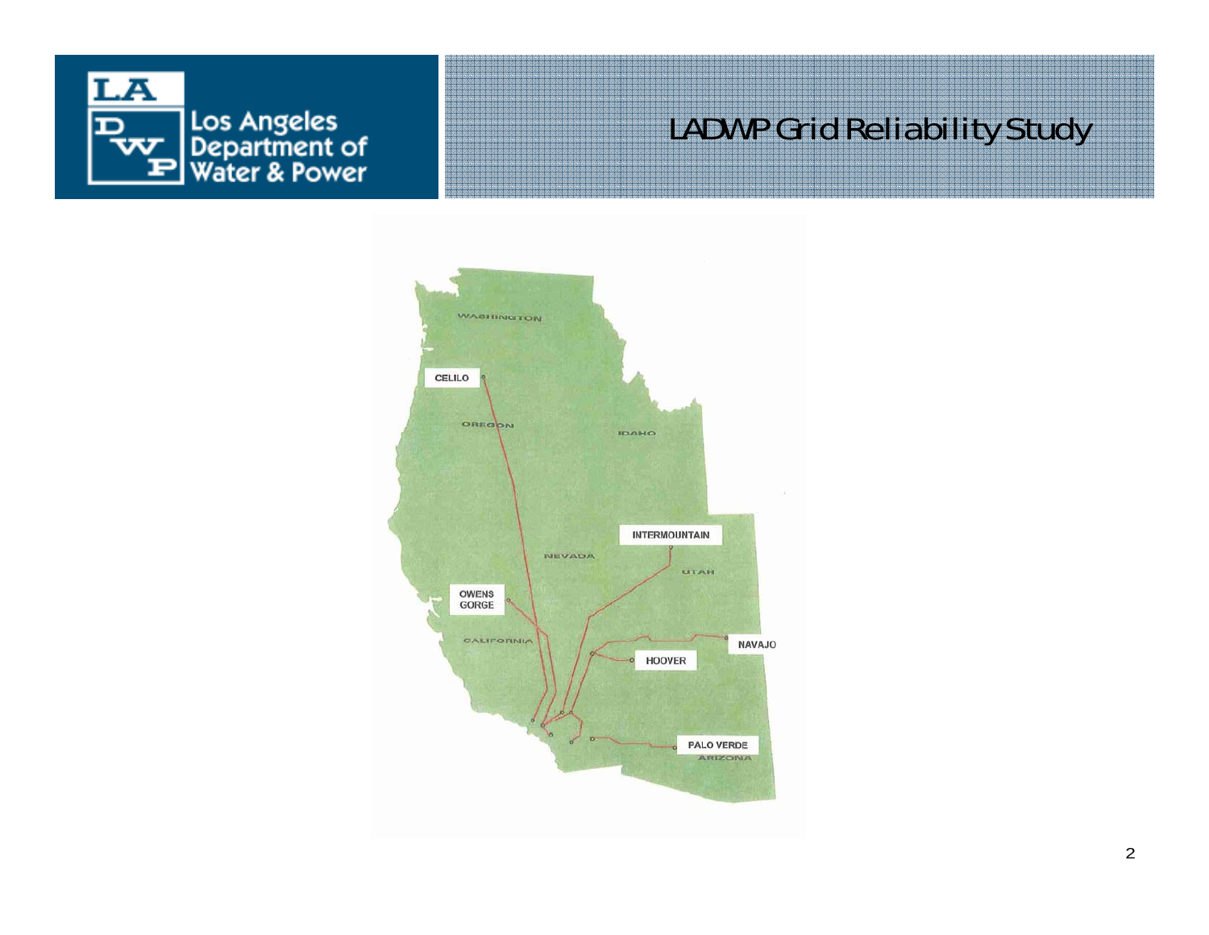# LADWP Grid Reliability Study

WASHINGTON

CELILO

OREGON

IDAHO

INTERMOUNTAIN

NEVADA

UTAH

OWENS GORGE

CALIFORNIA

NAVAJO

HOOVER

PALO VERDE

ARIZONA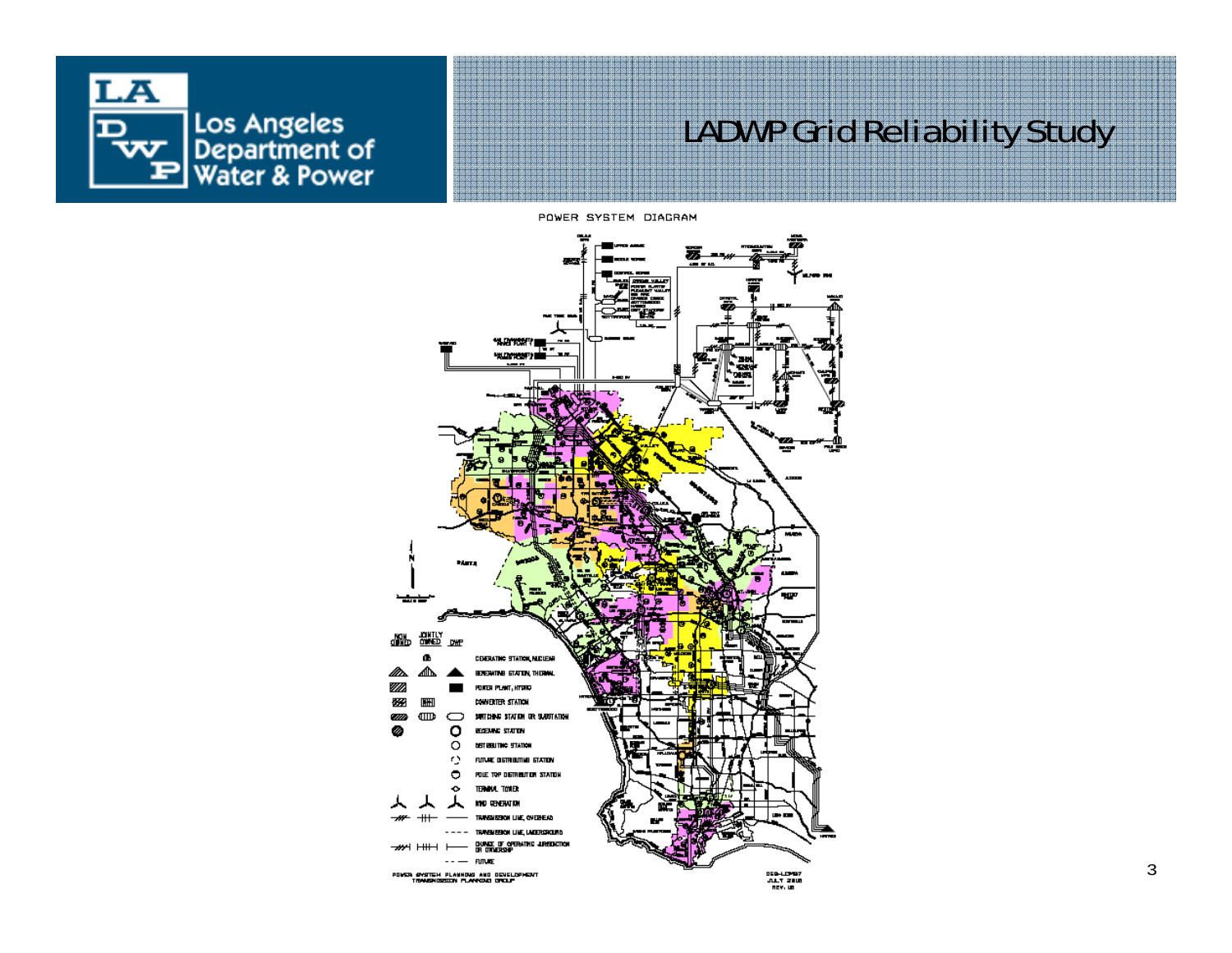# LADWP Grid Reliability Study

POWER SYSTEM DIAGRAM

| NON OWNED | JOINTLY OWNED | DWP | |
|---|---|---|---|
| | | | GENERATING STATION, NUCLEAR |
| | | | GENERATING STATION, THERMAL |
| | | | POWER PLANT, HYDRO |
| | | | CONVERTER STATION |
| | | | SWITCHING STATION OR SUBSTATION |
| | | | RECEIVING STATION |
| | | | DISTRIBUTING STATION |
| | | | FUTURE DISTRIBUTING STATION |
| | | | POLE TOP DISTRIBUTION STATION |
| | | | TERMINAL TOWER |
| | | | WIND GENERATION |
| | | | TRANSMISSION LINE, OVERHEAD |
| | | | TRANSMISSION LINE, UNDERGROUND |
| | | | CHANGE OF OPERATING JURISDICTION OR OWNERSHIP |
| | | | FUTURE |

POWER SYSTEM PLANNING AND DEVELOPMENT
TRANSMISSION PLANNING GROUP

JULY 2010
REV. 10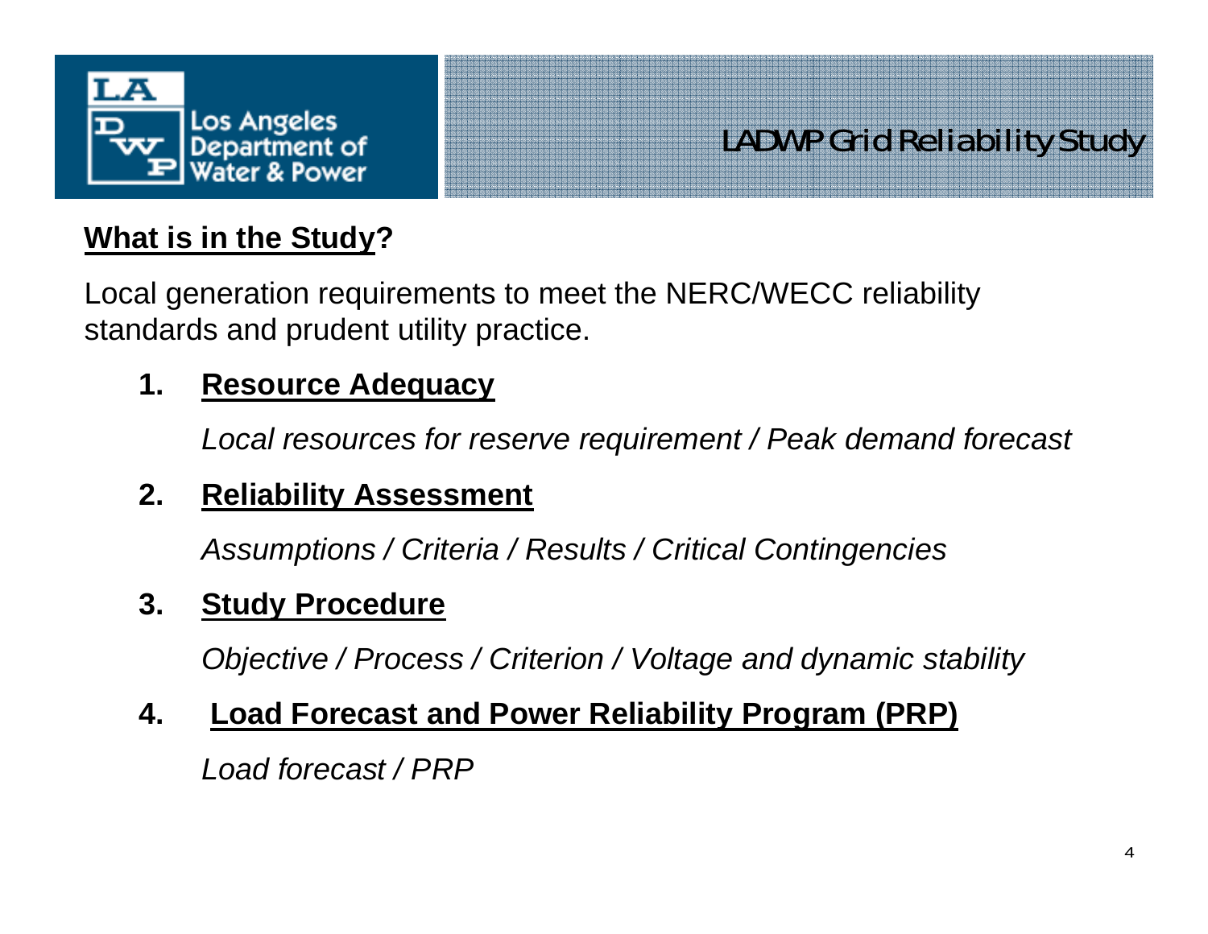# LADWP Grid Reliability Study

## What is in the Study?

Local generation requirements to meet the NERC/WECC reliability standards and prudent utility practice.

1. **Resource Adequacy**

   *Local resources for reserve requirement / Peak demand forecast*

2. **Reliability Assessment**

   *Assumptions / Criteria / Results / Critical Contingencies*

3. **Study Procedure**

   *Objective / Process / Criterion / Voltage and dynamic stability*

4. **Load Forecast and Power Reliability Program (PRP)**

   *Load forecast / PRP*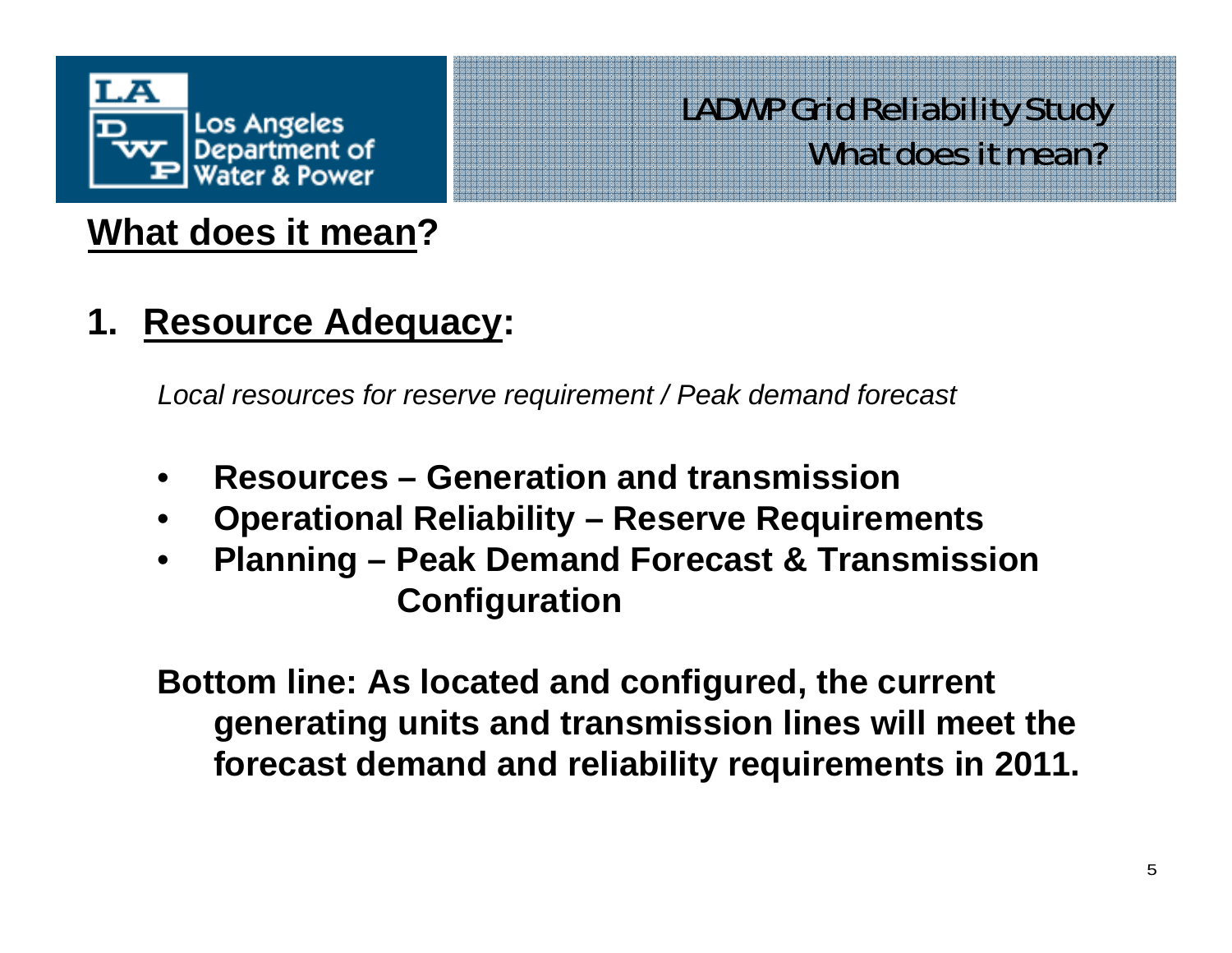## What does it mean?

### 1. Resource Adequacy:

*Local resources for reserve requirement / Peak demand forecast*

- **Resources – Generation and transmission**
- **Operational Reliability – Reserve Requirements**
- **Planning – Peak Demand Forecast & Transmission Configuration**

**Bottom line: As located and configured, the current generating units and transmission lines will meet the forecast demand and reliability requirements in 2011.**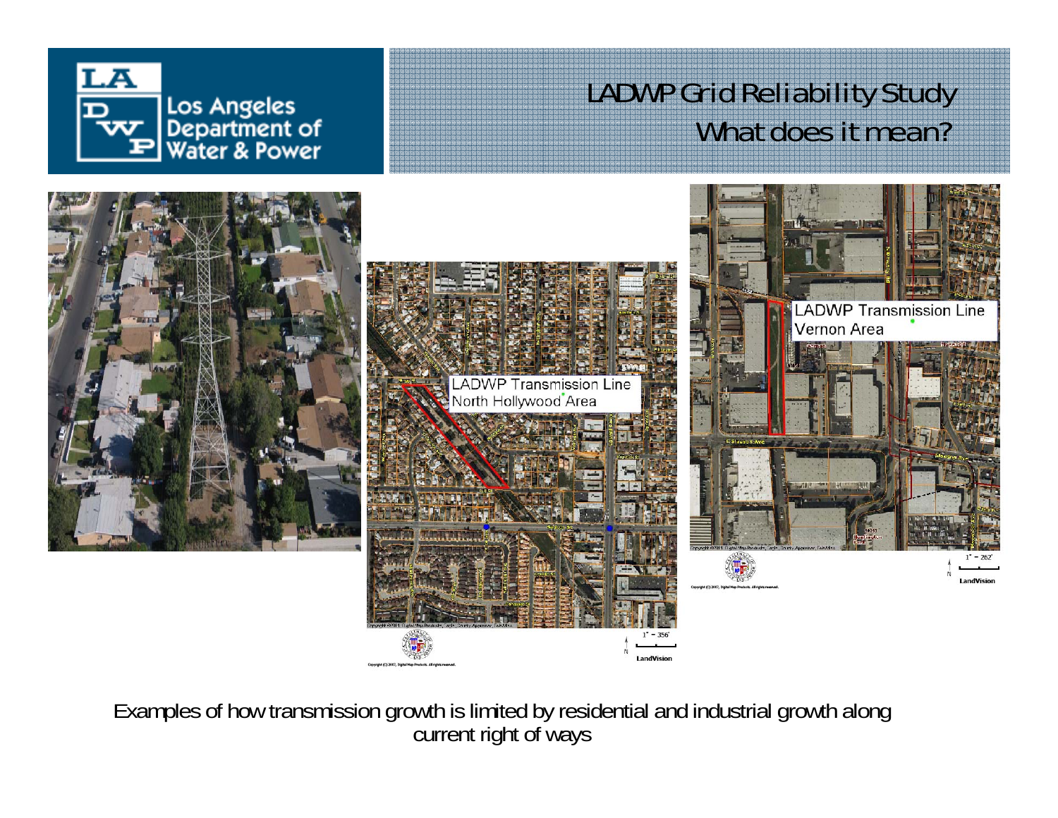# LADWP Grid Reliability Study

## What does it mean?

LADWP Transmission Line North Hollywood Area

LADWP Transmission Line Vernon Area

Examples of how transmission growth is limited by residential and industrial growth along current right of ways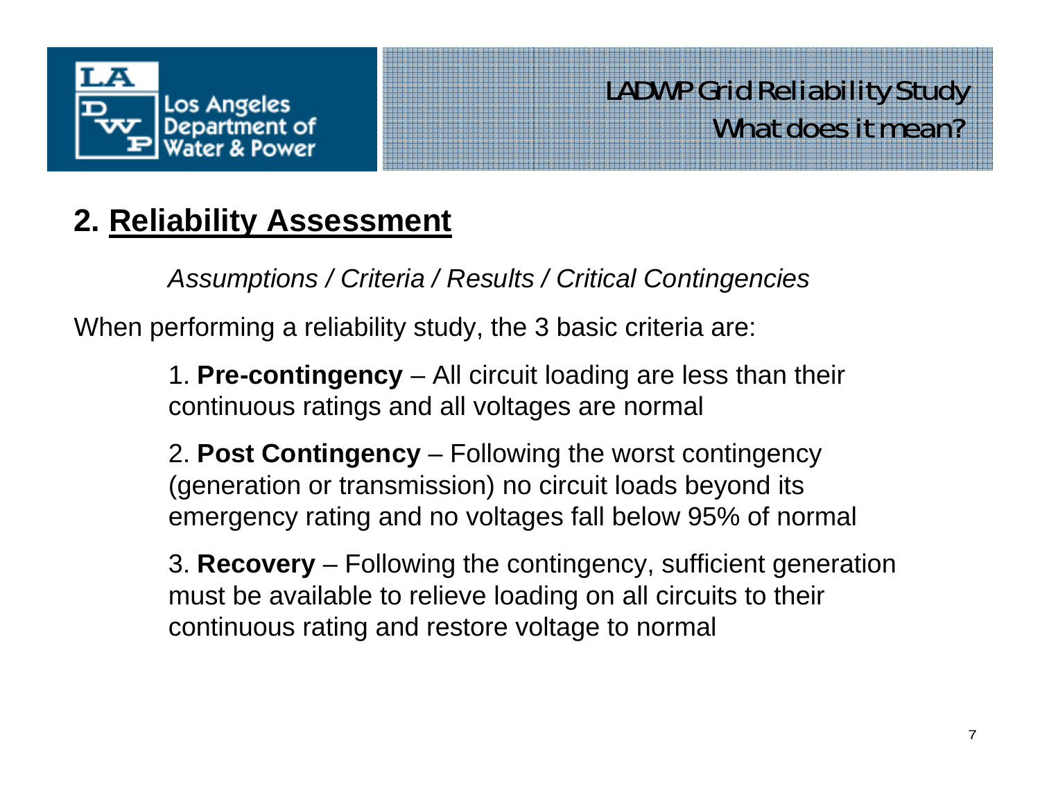## 2. Reliability Assessment

*Assumptions / Criteria / Results / Critical Contingencies*

When performing a reliability study, the 3 basic criteria are:

1. **Pre-contingency** – All circuit loading are less than their continuous ratings and all voltages are normal

2. **Post Contingency** – Following the worst contingency (generation or transmission) no circuit loads beyond its emergency rating and no voltages fall below 95% of normal

3. **Recovery** – Following the contingency, sufficient generation must be available to relieve loading on all circuits to their continuous rating and restore voltage to normal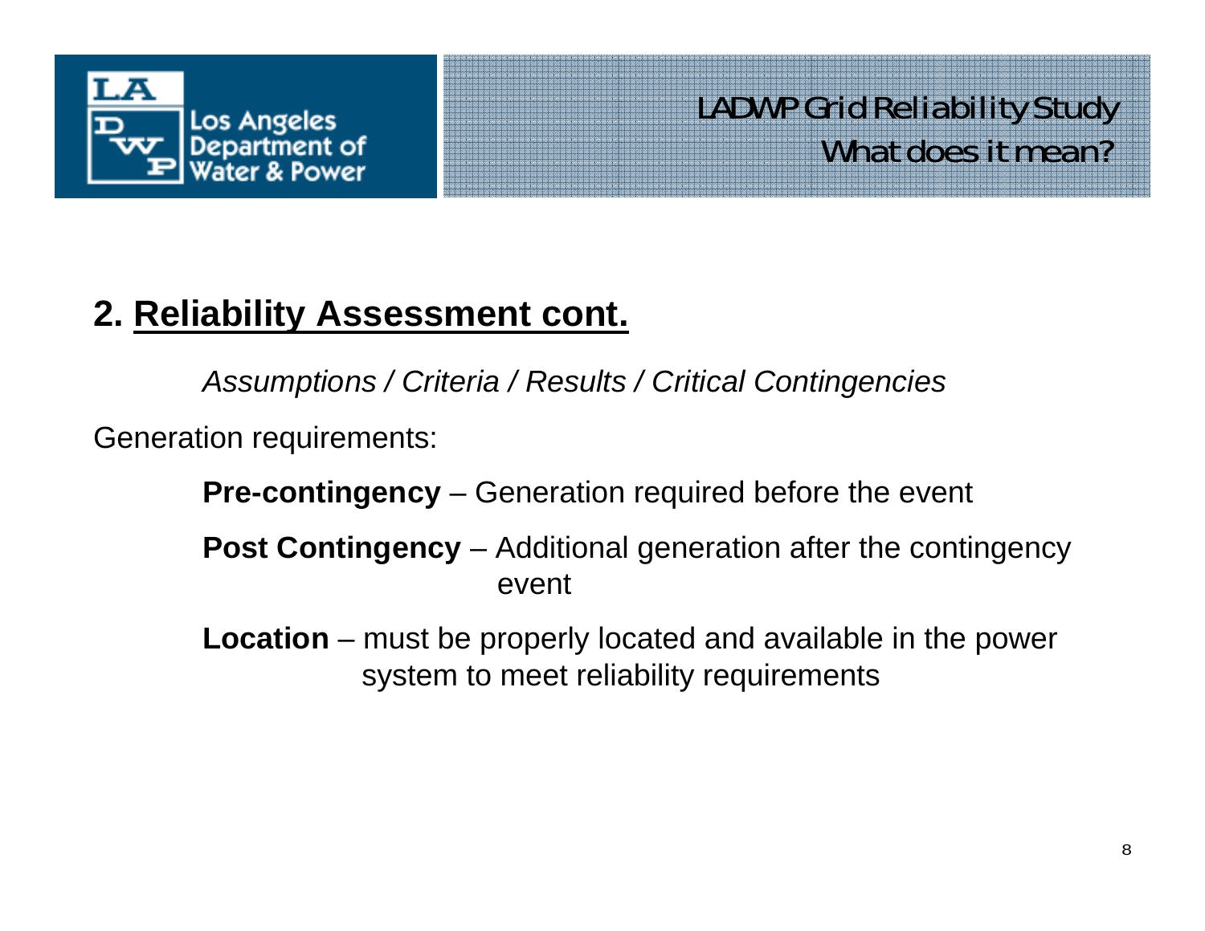LADWP Grid Reliability Study
What does it mean?

## 2. Reliability Assessment cont.

*Assumptions / Criteria / Results / Critical Contingencies*

Generation requirements:

**Pre-contingency** – Generation required before the event

**Post Contingency** – Additional generation after the contingency event

**Location** – must be properly located and available in the power system to meet reliability requirements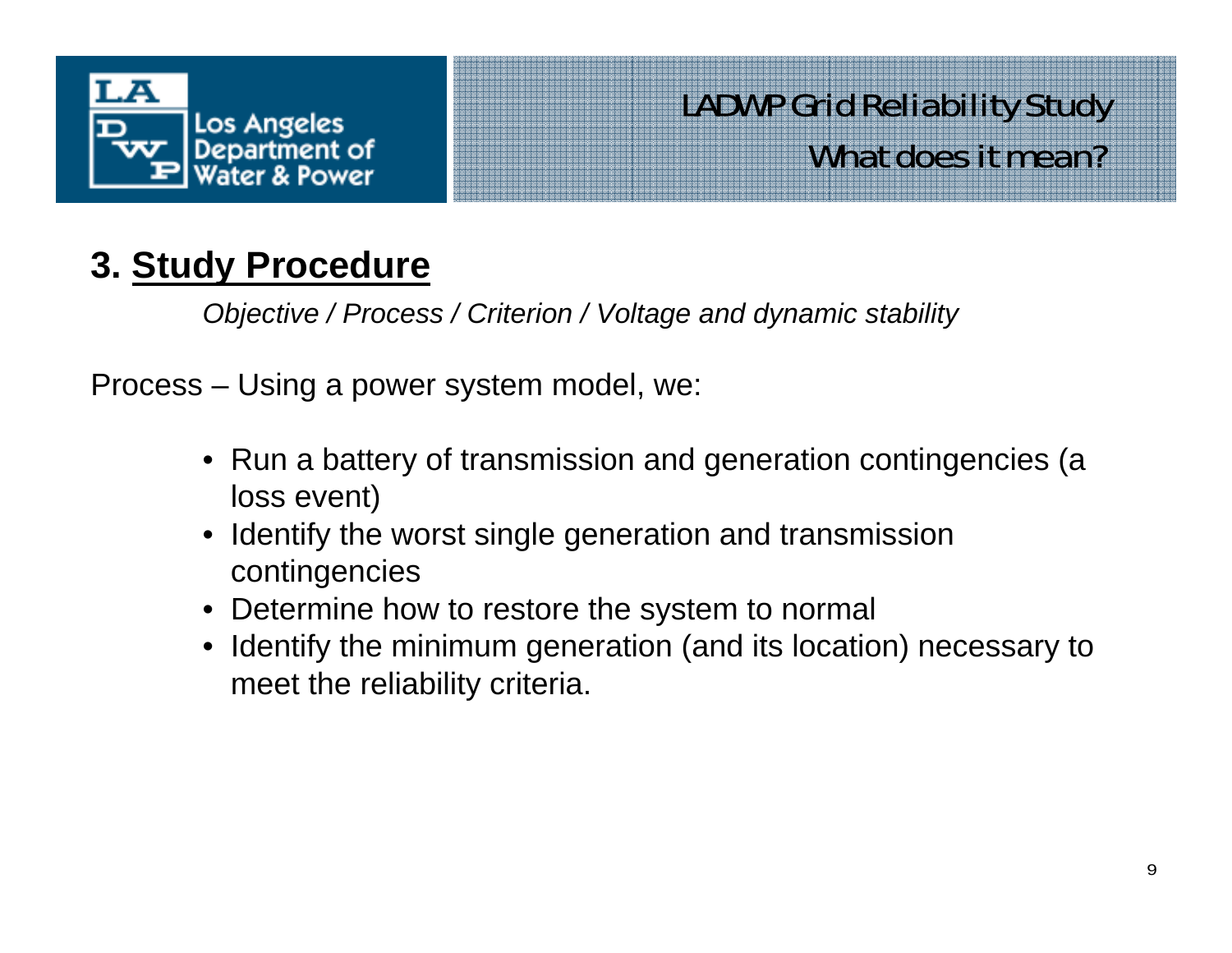# 3. Study Procedure

*Objective / Process / Criterion / Voltage and dynamic stability*

Process – Using a power system model, we:

- Run a battery of transmission and generation contingencies (a loss event)
- Identify the worst single generation and transmission contingencies
- Determine how to restore the system to normal
- Identify the minimum generation (and its location) necessary to meet the reliability criteria.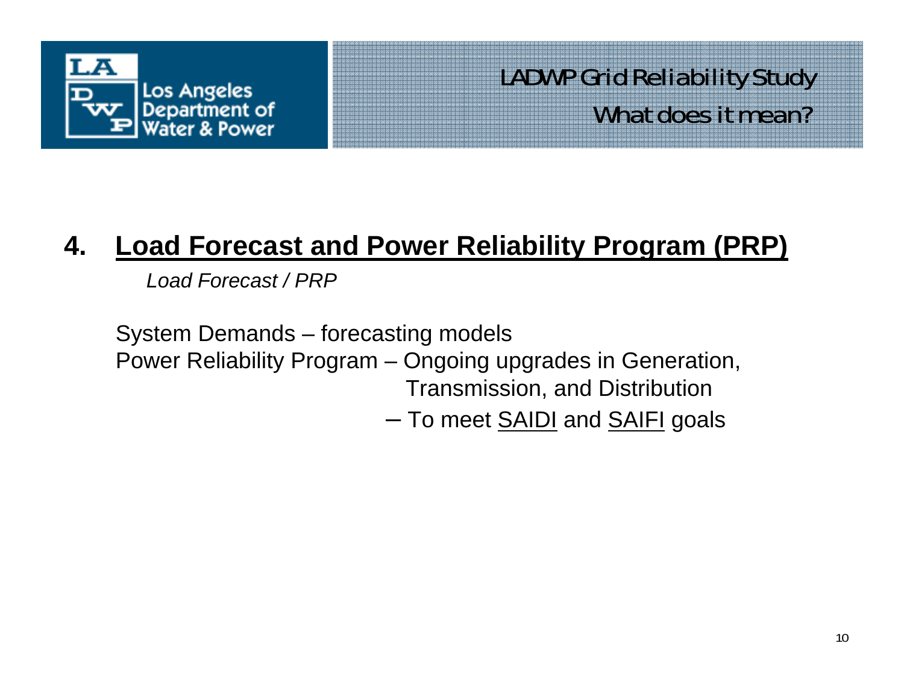## 4. Load Forecast and Power Reliability Program (PRP)

*Load Forecast / PRP*

System Demands – forecasting models

Power Reliability Program – Ongoing upgrades in Generation, Transmission, and Distribution

– To meet SAIDI and SAIFI goals